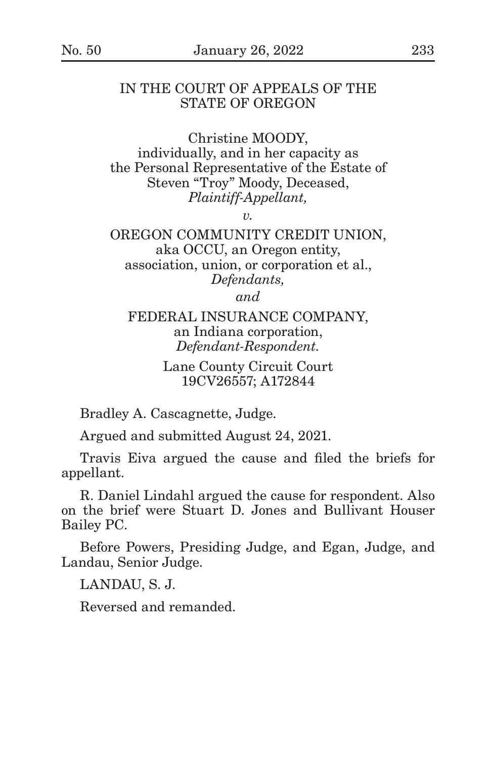IN THE COURT OF APPEALS OF THE STATE OF OREGON

Christine MOODY,
individually, and in her capacity as
the Personal Representative of the Estate of
Steven "Troy" Moody, Deceased,
*Plaintiff-Appellant,*

*v.*

OREGON COMMUNITY CREDIT UNION,
aka OCCU, an Oregon entity,
association, union, or corporation et al.,
*Defendants,*

*and*

FEDERAL INSURANCE COMPANY,
an Indiana corporation,
*Defendant-Respondent.*

Lane County Circuit Court
19CV26557; A172844

Bradley A. Cascagnette, Judge.

Argued and submitted August 24, 2021.

Travis Eiva argued the cause and filed the briefs for appellant.

R. Daniel Lindahl argued the cause for respondent. Also on the brief were Stuart D. Jones and Bullivant Houser Bailey PC.

Before Powers, Presiding Judge, and Egan, Judge, and Landau, Senior Judge.

LANDAU, S. J.

Reversed and remanded.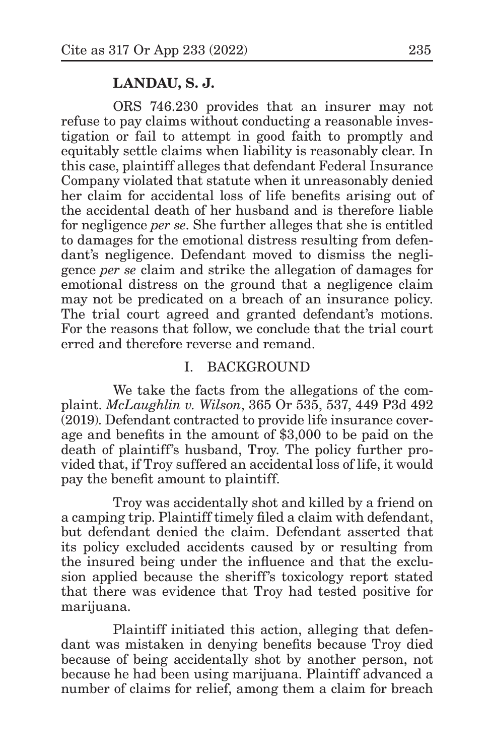**LANDAU, S. J.**

ORS 746.230 provides that an insurer may not refuse to pay claims without conducting a reasonable investigation or fail to attempt in good faith to promptly and equitably settle claims when liability is reasonably clear. In this case, plaintiff alleges that defendant Federal Insurance Company violated that statute when it unreasonably denied her claim for accidental loss of life benefits arising out of the accidental death of her husband and is therefore liable for negligence *per se*. She further alleges that she is entitled to damages for the emotional distress resulting from defendant's negligence. Defendant moved to dismiss the negligence *per se* claim and strike the allegation of damages for emotional distress on the ground that a negligence claim may not be predicated on a breach of an insurance policy. The trial court agreed and granted defendant's motions. For the reasons that follow, we conclude that the trial court erred and therefore reverse and remand.

## I. BACKGROUND

We take the facts from the allegations of the complaint. *McLaughlin v. Wilson*, 365 Or 535, 537, 449 P3d 492 (2019). Defendant contracted to provide life insurance coverage and benefits in the amount of $3,000 to be paid on the death of plaintiff's husband, Troy. The policy further provided that, if Troy suffered an accidental loss of life, it would pay the benefit amount to plaintiff.

Troy was accidentally shot and killed by a friend on a camping trip. Plaintiff timely filed a claim with defendant, but defendant denied the claim. Defendant asserted that its policy excluded accidents caused by or resulting from the insured being under the influence and that the exclusion applied because the sheriff's toxicology report stated that there was evidence that Troy had tested positive for marijuana.

Plaintiff initiated this action, alleging that defendant was mistaken in denying benefits because Troy died because of being accidentally shot by another person, not because he had been using marijuana. Plaintiff advanced a number of claims for relief, among them a claim for breach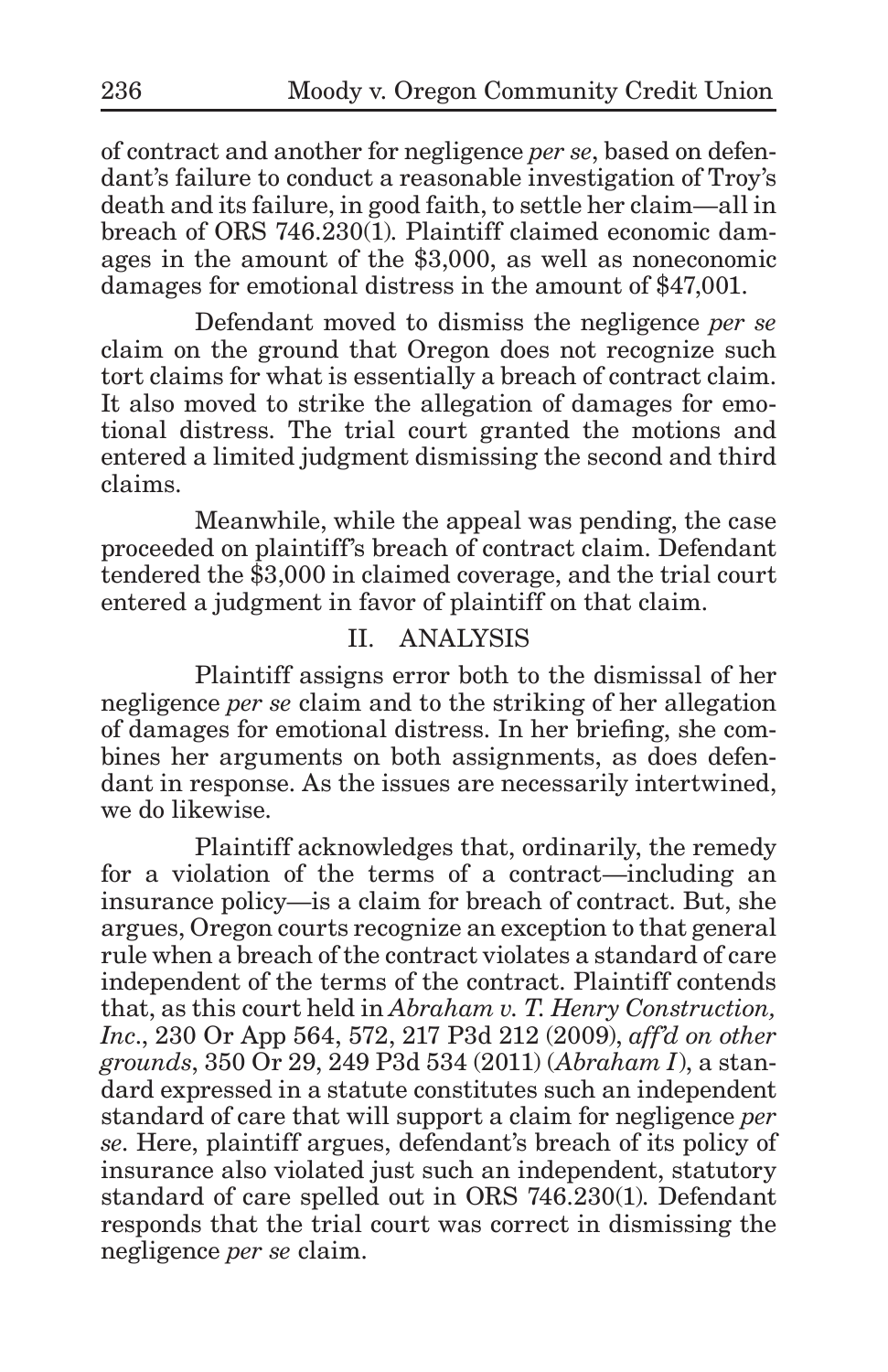of contract and another for negligence *per se*, based on defendant's failure to conduct a reasonable investigation of Troy's death and its failure, in good faith, to settle her claim—all in breach of ORS 746.230(1). Plaintiff claimed economic damages in the amount of the $3,000, as well as noneconomic damages for emotional distress in the amount of $47,001.

Defendant moved to dismiss the negligence *per se* claim on the ground that Oregon does not recognize such tort claims for what is essentially a breach of contract claim. It also moved to strike the allegation of damages for emotional distress. The trial court granted the motions and entered a limited judgment dismissing the second and third claims.

Meanwhile, while the appeal was pending, the case proceeded on plaintiff's breach of contract claim. Defendant tendered the $3,000 in claimed coverage, and the trial court entered a judgment in favor of plaintiff on that claim.

## II. ANALYSIS

Plaintiff assigns error both to the dismissal of her negligence *per se* claim and to the striking of her allegation of damages for emotional distress. In her briefing, she combines her arguments on both assignments, as does defendant in response. As the issues are necessarily intertwined, we do likewise.

Plaintiff acknowledges that, ordinarily, the remedy for a violation of the terms of a contract—including an insurance policy—is a claim for breach of contract. But, she argues, Oregon courts recognize an exception to that general rule when a breach of the contract violates a standard of care independent of the terms of the contract. Plaintiff contends that, as this court held in *Abraham v. T. Henry Construction, Inc.*, 230 Or App 564, 572, 217 P3d 212 (2009), *aff'd on other grounds*, 350 Or 29, 249 P3d 534 (2011) (*Abraham I*), a standard expressed in a statute constitutes such an independent standard of care that will support a claim for negligence *per se*. Here, plaintiff argues, defendant's breach of its policy of insurance also violated just such an independent, statutory standard of care spelled out in ORS 746.230(1). Defendant responds that the trial court was correct in dismissing the negligence *per se* claim.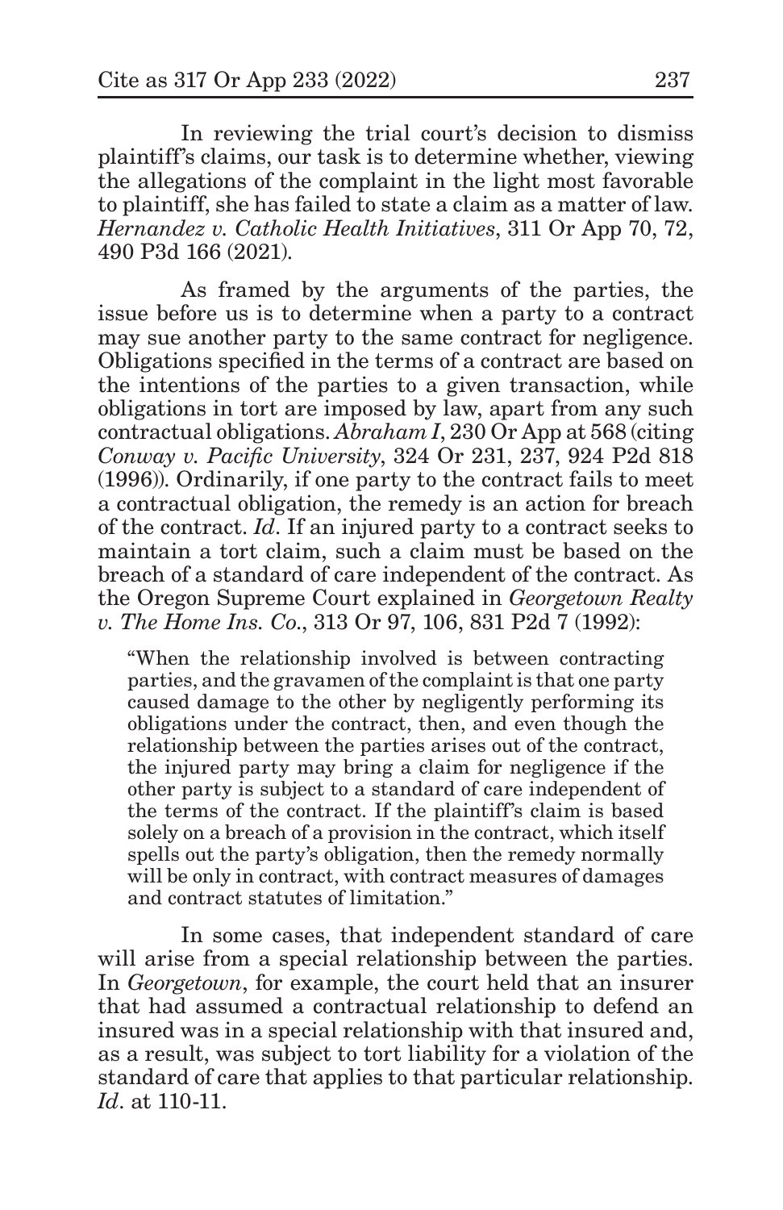In reviewing the trial court's decision to dismiss plaintiff's claims, our task is to determine whether, viewing the allegations of the complaint in the light most favorable to plaintiff, she has failed to state a claim as a matter of law. *Hernandez v. Catholic Health Initiatives*, 311 Or App 70, 72, 490 P3d 166 (2021).

As framed by the arguments of the parties, the issue before us is to determine when a party to a contract may sue another party to the same contract for negligence. Obligations specified in the terms of a contract are based on the intentions of the parties to a given transaction, while obligations in tort are imposed by law, apart from any such contractual obligations. *Abraham I*, 230 Or App at 568 (citing *Conway v. Pacific University*, 324 Or 231, 237, 924 P2d 818 (1996)). Ordinarily, if one party to the contract fails to meet a contractual obligation, the remedy is an action for breach of the contract. *Id*. If an injured party to a contract seeks to maintain a tort claim, such a claim must be based on the breach of a standard of care independent of the contract. As the Oregon Supreme Court explained in *Georgetown Realty v. The Home Ins. Co.*, 313 Or 97, 106, 831 P2d 7 (1992):

> "When the relationship involved is between contracting parties, and the gravamen of the complaint is that one party caused damage to the other by negligently performing its obligations under the contract, then, and even though the relationship between the parties arises out of the contract, the injured party may bring a claim for negligence if the other party is subject to a standard of care independent of the terms of the contract. If the plaintiff's claim is based solely on a breach of a provision in the contract, which itself spells out the party's obligation, then the remedy normally will be only in contract, with contract measures of damages and contract statutes of limitation."

In some cases, that independent standard of care will arise from a special relationship between the parties. In *Georgetown*, for example, the court held that an insurer that had assumed a contractual relationship to defend an insured was in a special relationship with that insured and, as a result, was subject to tort liability for a violation of the standard of care that applies to that particular relationship. *Id*. at 110-11.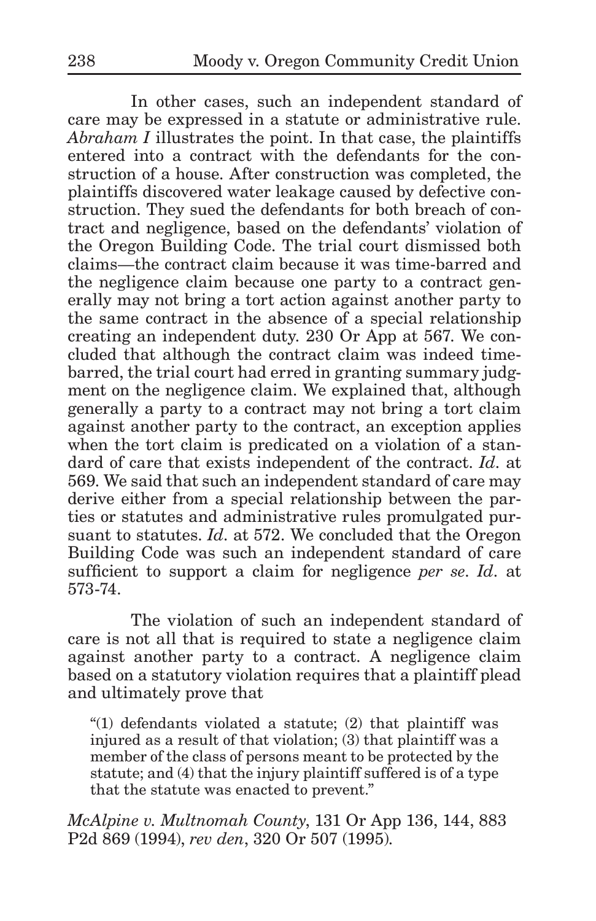In other cases, such an independent standard of care may be expressed in a statute or administrative rule. *Abraham I* illustrates the point. In that case, the plaintiffs entered into a contract with the defendants for the construction of a house. After construction was completed, the plaintiffs discovered water leakage caused by defective construction. They sued the defendants for both breach of contract and negligence, based on the defendants' violation of the Oregon Building Code. The trial court dismissed both claims—the contract claim because it was time-barred and the negligence claim because one party to a contract generally may not bring a tort action against another party to the same contract in the absence of a special relationship creating an independent duty. 230 Or App at 567. We concluded that although the contract claim was indeed time-barred, the trial court had erred in granting summary judgment on the negligence claim. We explained that, although generally a party to a contract may not bring a tort claim against another party to the contract, an exception applies when the tort claim is predicated on a violation of a standard of care that exists independent of the contract. *Id.* at 569. We said that such an independent standard of care may derive either from a special relationship between the parties or statutes and administrative rules promulgated pursuant to statutes. *Id.* at 572. We concluded that the Oregon Building Code was such an independent standard of care sufficient to support a claim for negligence *per se*. *Id.* at 573-74.

The violation of such an independent standard of care is not all that is required to state a negligence claim against another party to a contract. A negligence claim based on a statutory violation requires that a plaintiff plead and ultimately prove that

> "(1) defendants violated a statute; (2) that plaintiff was injured as a result of that violation; (3) that plaintiff was a member of the class of persons meant to be protected by the statute; and (4) that the injury plaintiff suffered is of a type that the statute was enacted to prevent."

*McAlpine v. Multnomah County*, 131 Or App 136, 144, 883 P2d 869 (1994), *rev den*, 320 Or 507 (1995).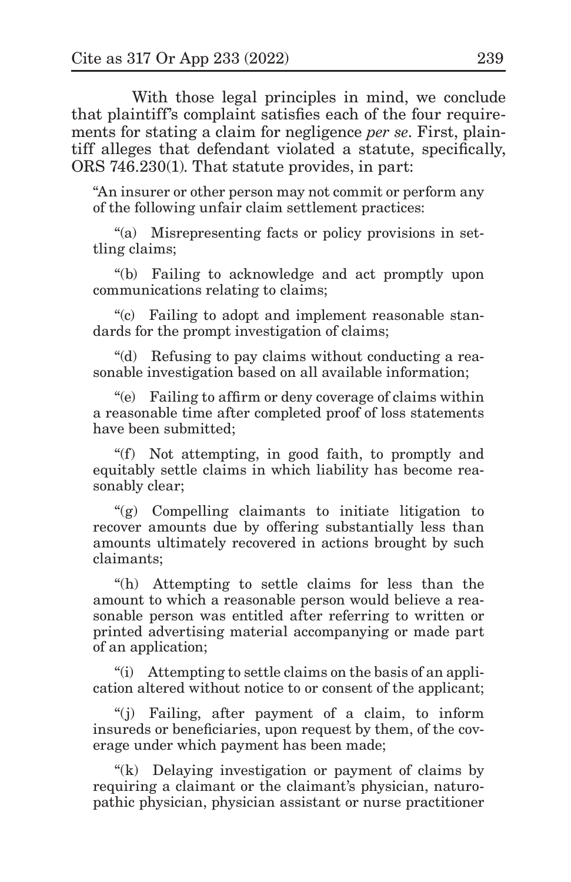With those legal principles in mind, we conclude that plaintiff's complaint satisfies each of the four requirements for stating a claim for negligence *per se*. First, plaintiff alleges that defendant violated a statute, specifically, ORS 746.230(1). That statute provides, in part:

> "An insurer or other person may not commit or perform any of the following unfair claim settlement practices:
>
> "(a) Misrepresenting facts or policy provisions in settling claims;
>
> "(b) Failing to acknowledge and act promptly upon communications relating to claims;
>
> "(c) Failing to adopt and implement reasonable standards for the prompt investigation of claims;
>
> "(d) Refusing to pay claims without conducting a reasonable investigation based on all available information;
>
> "(e) Failing to affirm or deny coverage of claims within a reasonable time after completed proof of loss statements have been submitted;
>
> "(f) Not attempting, in good faith, to promptly and equitably settle claims in which liability has become reasonably clear;
>
> "(g) Compelling claimants to initiate litigation to recover amounts due by offering substantially less than amounts ultimately recovered in actions brought by such claimants;
>
> "(h) Attempting to settle claims for less than the amount to which a reasonable person would believe a reasonable person was entitled after referring to written or printed advertising material accompanying or made part of an application;
>
> "(i) Attempting to settle claims on the basis of an application altered without notice to or consent of the applicant;
>
> "(j) Failing, after payment of a claim, to inform insureds or beneficiaries, upon request by them, of the coverage under which payment has been made;
>
> "(k) Delaying investigation or payment of claims by requiring a claimant or the claimant's physician, naturopathic physician, physician assistant or nurse practitioner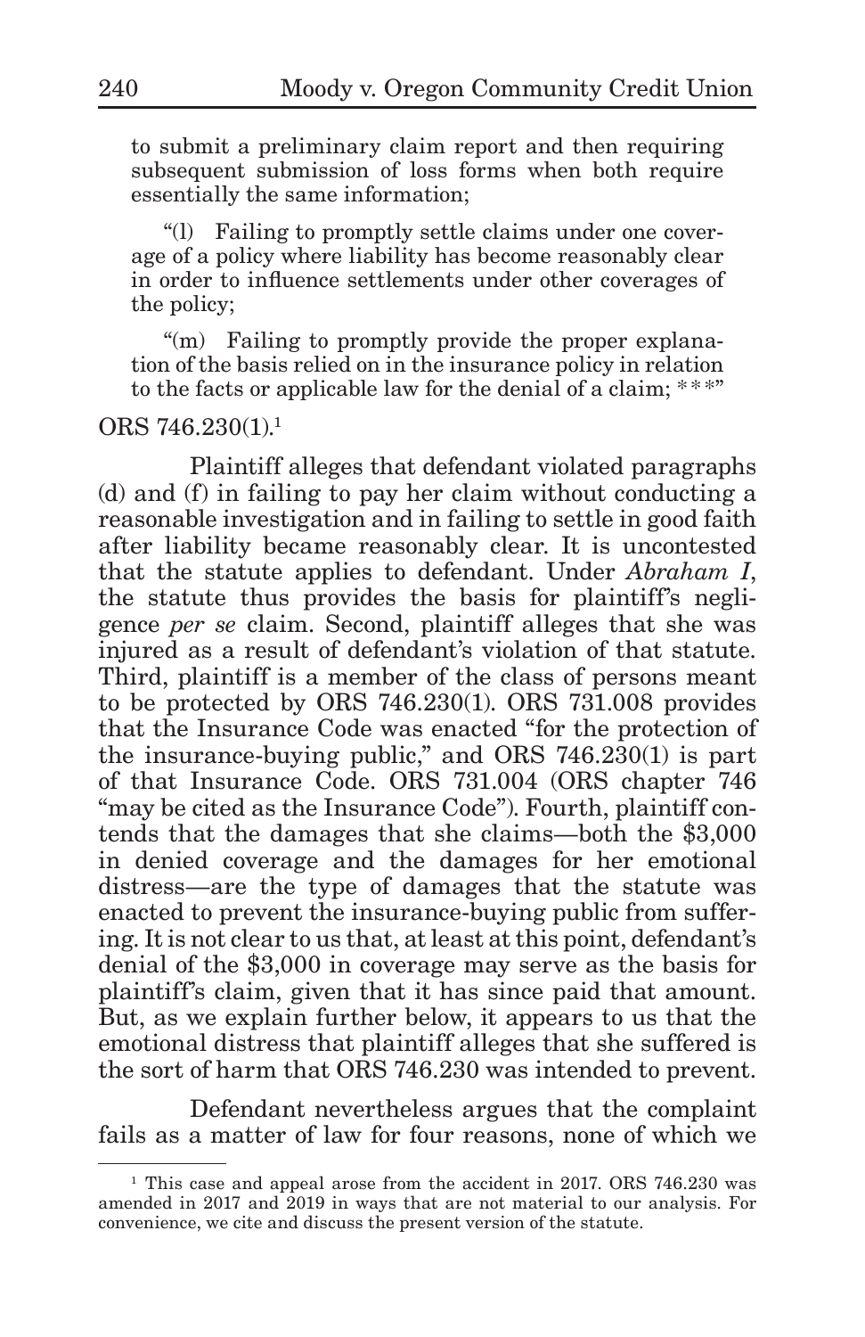to submit a preliminary claim report and then requiring subsequent submission of loss forms when both require essentially the same information;

"(l) Failing to promptly settle claims under one coverage of a policy where liability has become reasonably clear in order to influence settlements under other coverages of the policy;

"(m) Failing to promptly provide the proper explanation of the basis relied on in the insurance policy in relation to the facts or applicable law for the denial of a claim; * * *"

ORS 746.230(1).[1]

Plaintiff alleges that defendant violated paragraphs (d) and (f) in failing to pay her claim without conducting a reasonable investigation and in failing to settle in good faith after liability became reasonably clear. It is uncontested that the statute applies to defendant. Under *Abraham I*, the statute thus provides the basis for plaintiff's negligence *per se* claim. Second, plaintiff alleges that she was injured as a result of defendant's violation of that statute. Third, plaintiff is a member of the class of persons meant to be protected by ORS 746.230(1). ORS 731.008 provides that the Insurance Code was enacted "for the protection of the insurance-buying public," and ORS 746.230(1) is part of that Insurance Code. ORS 731.004 (ORS chapter 746 "may be cited as the Insurance Code"). Fourth, plaintiff contends that the damages that she claims—both the $3,000 in denied coverage and the damages for her emotional distress—are the type of damages that the statute was enacted to prevent the insurance-buying public from suffering. It is not clear to us that, at least at this point, defendant's denial of the $3,000 in coverage may serve as the basis for plaintiff's claim, given that it has since paid that amount. But, as we explain further below, it appears to us that the emotional distress that plaintiff alleges that she suffered is the sort of harm that ORS 746.230 was intended to prevent.

Defendant nevertheless argues that the complaint fails as a matter of law for four reasons, none of which we

---

[1] This case and appeal arose from the accident in 2017. ORS 746.230 was amended in 2017 and 2019 in ways that are not material to our analysis. For convenience, we cite and discuss the present version of the statute.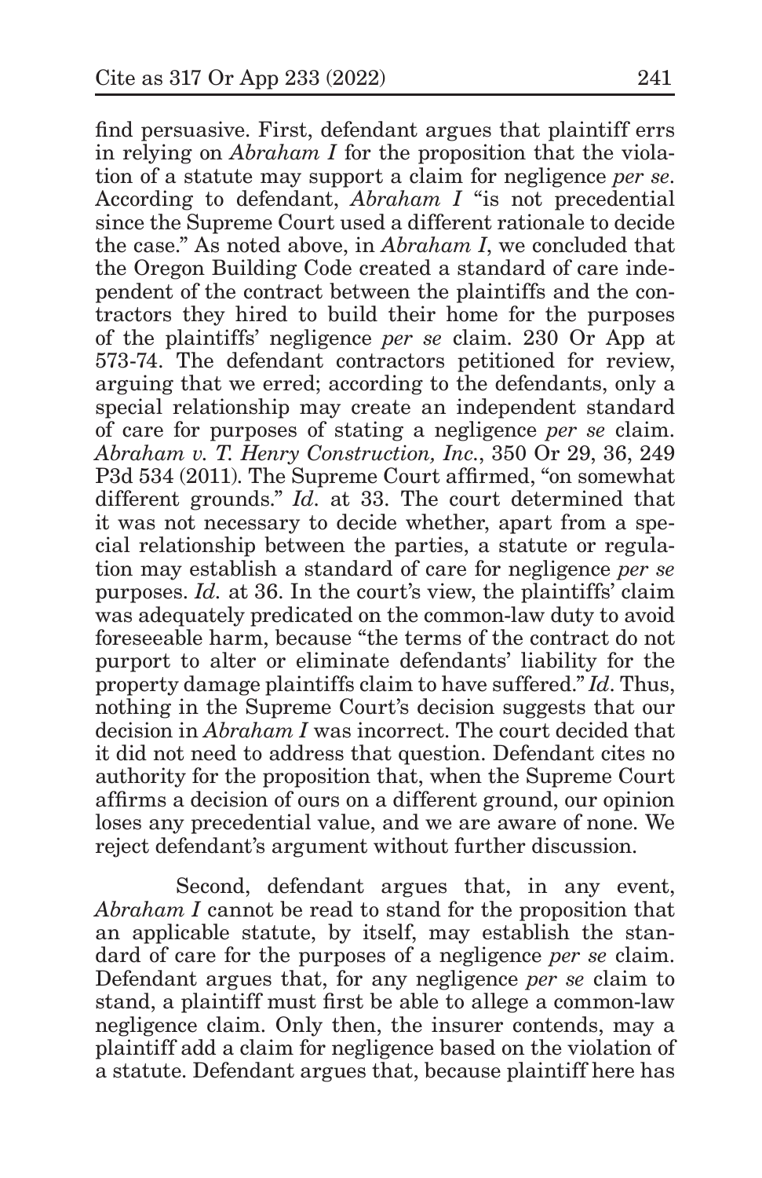find persuasive. First, defendant argues that plaintiff errs in relying on *Abraham I* for the proposition that the violation of a statute may support a claim for negligence *per se*. According to defendant, *Abraham I* "is not precedential since the Supreme Court used a different rationale to decide the case." As noted above, in *Abraham I*, we concluded that the Oregon Building Code created a standard of care independent of the contract between the plaintiffs and the contractors they hired to build their home for the purposes of the plaintiffs' negligence *per se* claim. 230 Or App at 573-74. The defendant contractors petitioned for review, arguing that we erred; according to the defendants, only a special relationship may create an independent standard of care for purposes of stating a negligence *per se* claim. *Abraham v. T. Henry Construction, Inc.*, 350 Or 29, 36, 249 P3d 534 (2011). The Supreme Court affirmed, "on somewhat different grounds." *Id.* at 33. The court determined that it was not necessary to decide whether, apart from a special relationship between the parties, a statute or regulation may establish a standard of care for negligence *per se* purposes. *Id.* at 36. In the court's view, the plaintiffs' claim was adequately predicated on the common-law duty to avoid foreseeable harm, because "the terms of the contract do not purport to alter or eliminate defendants' liability for the property damage plaintiffs claim to have suffered." *Id*. Thus, nothing in the Supreme Court's decision suggests that our decision in *Abraham I* was incorrect. The court decided that it did not need to address that question. Defendant cites no authority for the proposition that, when the Supreme Court affirms a decision of ours on a different ground, our opinion loses any precedential value, and we are aware of none. We reject defendant's argument without further discussion.

Second, defendant argues that, in any event, *Abraham I* cannot be read to stand for the proposition that an applicable statute, by itself, may establish the standard of care for the purposes of a negligence *per se* claim. Defendant argues that, for any negligence *per se* claim to stand, a plaintiff must first be able to allege a common-law negligence claim. Only then, the insurer contends, may a plaintiff add a claim for negligence based on the violation of a statute. Defendant argues that, because plaintiff here has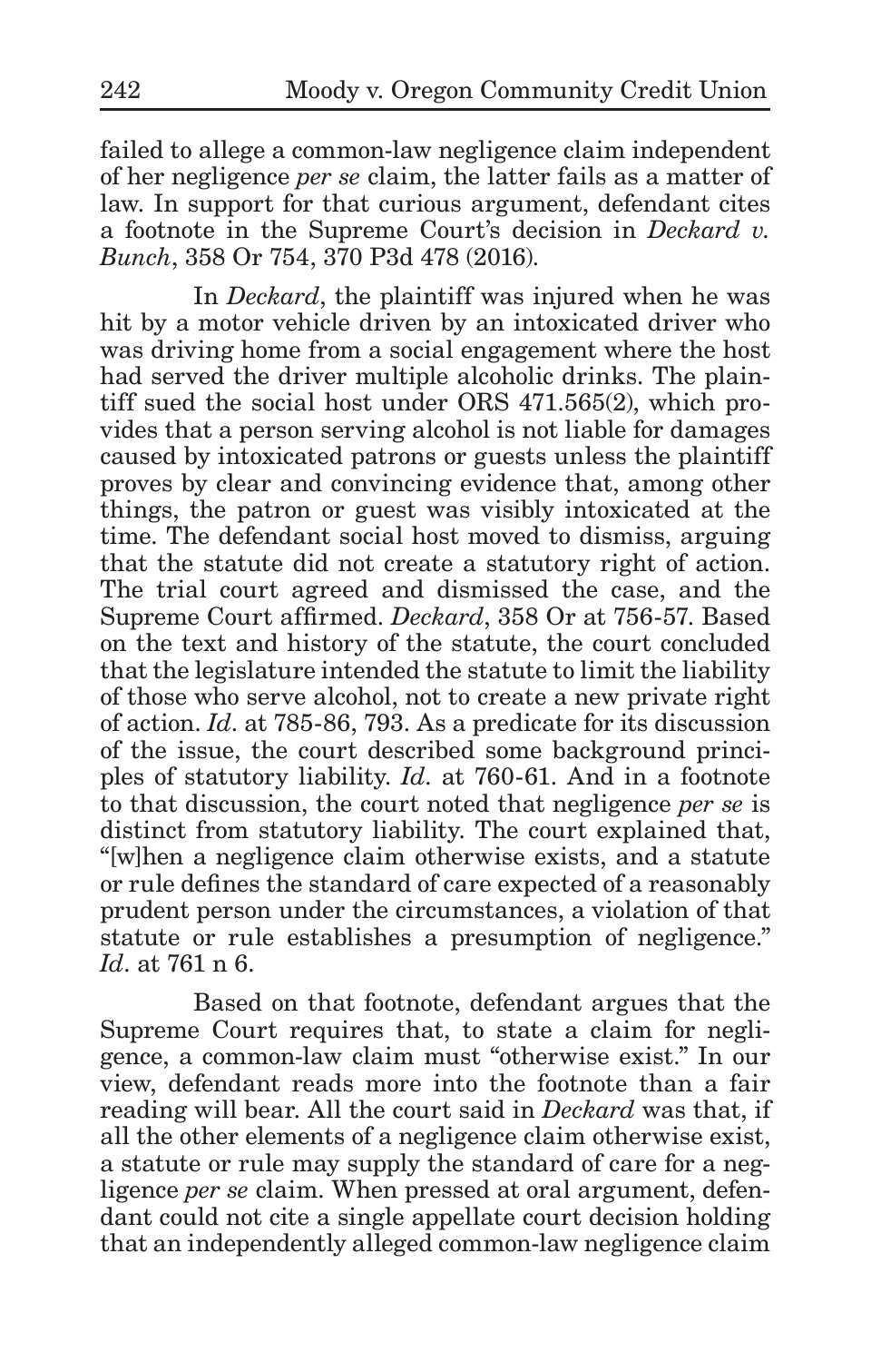failed to allege a common-law negligence claim independent of her negligence *per se* claim, the latter fails as a matter of law. In support for that curious argument, defendant cites a footnote in the Supreme Court's decision in *Deckard v. Bunch*, 358 Or 754, 370 P3d 478 (2016).

In *Deckard*, the plaintiff was injured when he was hit by a motor vehicle driven by an intoxicated driver who was driving home from a social engagement where the host had served the driver multiple alcoholic drinks. The plaintiff sued the social host under ORS 471.565(2), which provides that a person serving alcohol is not liable for damages caused by intoxicated patrons or guests unless the plaintiff proves by clear and convincing evidence that, among other things, the patron or guest was visibly intoxicated at the time. The defendant social host moved to dismiss, arguing that the statute did not create a statutory right of action. The trial court agreed and dismissed the case, and the Supreme Court affirmed. *Deckard*, 358 Or at 756-57. Based on the text and history of the statute, the court concluded that the legislature intended the statute to limit the liability of those who serve alcohol, not to create a new private right of action. *Id*. at 785-86, 793. As a predicate for its discussion of the issue, the court described some background principles of statutory liability. *Id*. at 760-61. And in a footnote to that discussion, the court noted that negligence *per se* is distinct from statutory liability. The court explained that, "[w]hen a negligence claim otherwise exists, and a statute or rule defines the standard of care expected of a reasonably prudent person under the circumstances, a violation of that statute or rule establishes a presumption of negligence." *Id*. at 761 n 6.

Based on that footnote, defendant argues that the Supreme Court requires that, to state a claim for negligence, a common-law claim must "otherwise exist." In our view, defendant reads more into the footnote than a fair reading will bear. All the court said in *Deckard* was that, if all the other elements of a negligence claim otherwise exist, a statute or rule may supply the standard of care for a negligence *per se* claim. When pressed at oral argument, defendant could not cite a single appellate court decision holding that an independently alleged common-law negligence claim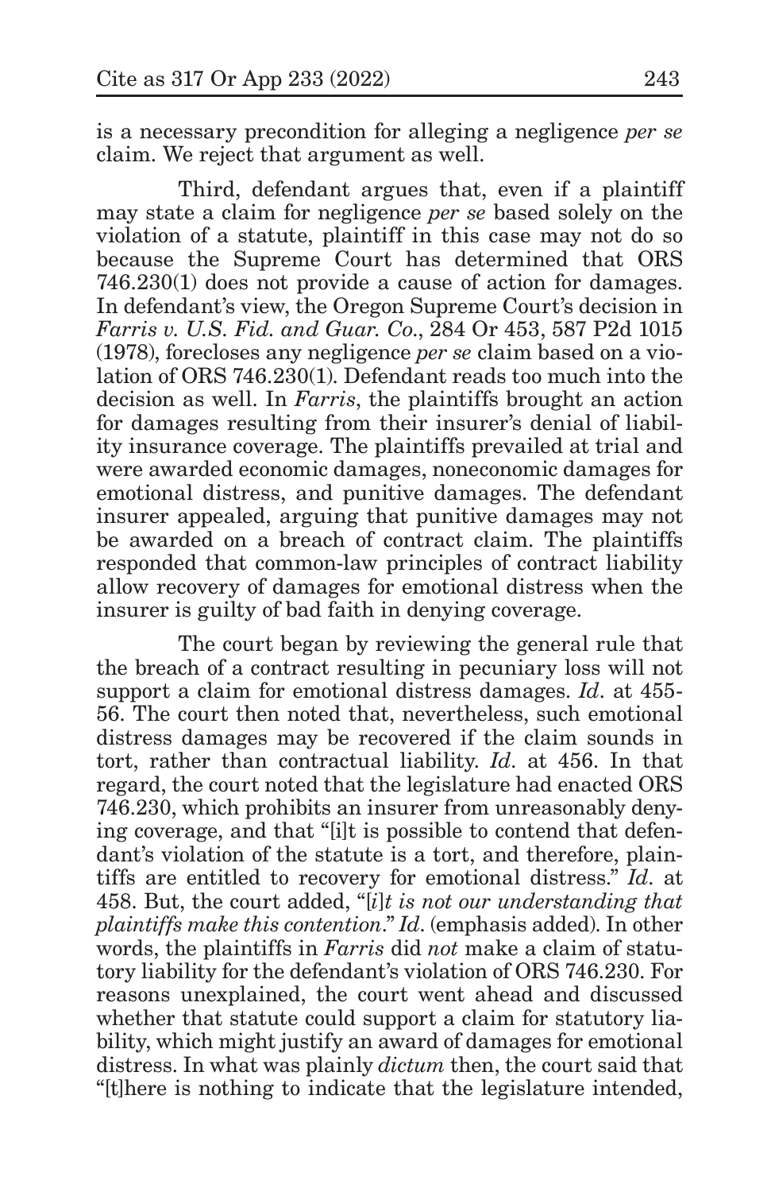is a necessary precondition for alleging a negligence *per se* claim. We reject that argument as well.

Third, defendant argues that, even if a plaintiff may state a claim for negligence *per se* based solely on the violation of a statute, plaintiff in this case may not do so because the Supreme Court has determined that ORS 746.230(1) does not provide a cause of action for damages. In defendant's view, the Oregon Supreme Court's decision in *Farris v. U.S. Fid. and Guar. Co.*, 284 Or 453, 587 P2d 1015 (1978), forecloses any negligence *per se* claim based on a violation of ORS 746.230(1). Defendant reads too much into the decision as well. In *Farris*, the plaintiffs brought an action for damages resulting from their insurer's denial of liability insurance coverage. The plaintiffs prevailed at trial and were awarded economic damages, noneconomic damages for emotional distress, and punitive damages. The defendant insurer appealed, arguing that punitive damages may not be awarded on a breach of contract claim. The plaintiffs responded that common-law principles of contract liability allow recovery of damages for emotional distress when the insurer is guilty of bad faith in denying coverage.

The court began by reviewing the general rule that the breach of a contract resulting in pecuniary loss will not support a claim for emotional distress damages. *Id*. at 455-56. The court then noted that, nevertheless, such emotional distress damages may be recovered if the claim sounds in tort, rather than contractual liability. *Id*. at 456. In that regard, the court noted that the legislature had enacted ORS 746.230, which prohibits an insurer from unreasonably denying coverage, and that "[i]t is possible to contend that defendant's violation of the statute is a tort, and therefore, plaintiffs are entitled to recovery for emotional distress." *Id*. at 458. But, the court added, "[*i*]*t is not our understanding that plaintiffs make this contention*." *Id*. (emphasis added). In other words, the plaintiffs in *Farris* did *not* make a claim of statutory liability for the defendant's violation of ORS 746.230. For reasons unexplained, the court went ahead and discussed whether that statute could support a claim for statutory liability, which might justify an award of damages for emotional distress. In what was plainly *dictum* then, the court said that "[t]here is nothing to indicate that the legislature intended,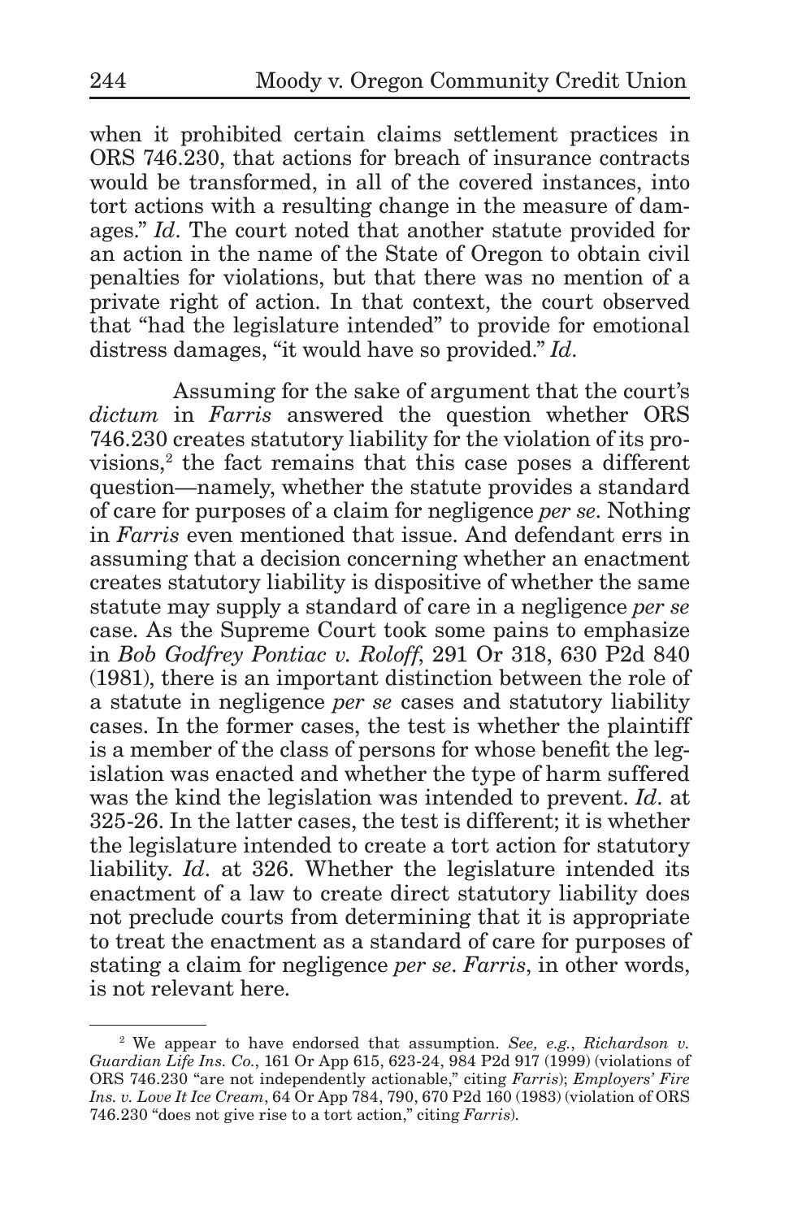when it prohibited certain claims settlement practices in ORS 746.230, that actions for breach of insurance contracts would be transformed, in all of the covered instances, into tort actions with a resulting change in the measure of damages." *Id*. The court noted that another statute provided for an action in the name of the State of Oregon to obtain civil penalties for violations, but that there was no mention of a private right of action. In that context, the court observed that "had the legislature intended" to provide for emotional distress damages, "it would have so provided." *Id*.

Assuming for the sake of argument that the court's *dictum* in *Farris* answered the question whether ORS 746.230 creates statutory liability for the violation of its provisions,[2] the fact remains that this case poses a different question—namely, whether the statute provides a standard of care for purposes of a claim for negligence *per se*. Nothing in *Farris* even mentioned that issue. And defendant errs in assuming that a decision concerning whether an enactment creates statutory liability is dispositive of whether the same statute may supply a standard of care in a negligence *per se* case. As the Supreme Court took some pains to emphasize in *Bob Godfrey Pontiac v. Roloff*, 291 Or 318, 630 P2d 840 (1981), there is an important distinction between the role of a statute in negligence *per se* cases and statutory liability cases. In the former cases, the test is whether the plaintiff is a member of the class of persons for whose benefit the legislation was enacted and whether the type of harm suffered was the kind the legislation was intended to prevent. *Id*. at 325-26. In the latter cases, the test is different; it is whether the legislature intended to create a tort action for statutory liability. *Id*. at 326. Whether the legislature intended its enactment of a law to create direct statutory liability does not preclude courts from determining that it is appropriate to treat the enactment as a standard of care for purposes of stating a claim for negligence *per se*. *Farris*, in other words, is not relevant here.

---

[2] We appear to have endorsed that assumption. *See, e.g.*, *Richardson v. Guardian Life Ins. Co.*, 161 Or App 615, 623-24, 984 P2d 917 (1999) (violations of ORS 746.230 "are not independently actionable," citing *Farris*); *Employers' Fire Ins. v. Love It Ice Cream*, 64 Or App 784, 790, 670 P2d 160 (1983) (violation of ORS 746.230 "does not give rise to a tort action," citing *Farris*).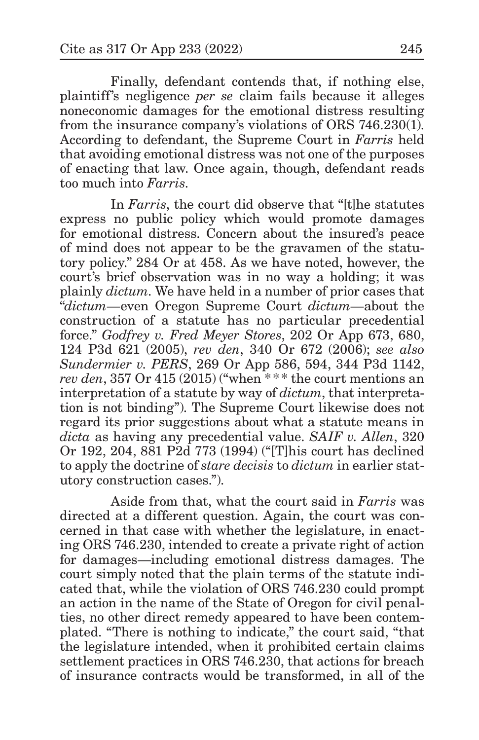Finally, defendant contends that, if nothing else, plaintiff's negligence *per se* claim fails because it alleges noneconomic damages for the emotional distress resulting from the insurance company's violations of ORS 746.230(1). According to defendant, the Supreme Court in *Farris* held that avoiding emotional distress was not one of the purposes of enacting that law. Once again, though, defendant reads too much into *Farris*.

In *Farris*, the court did observe that "[t]he statutes express no public policy which would promote damages for emotional distress. Concern about the insured's peace of mind does not appear to be the gravamen of the statutory policy." 284 Or at 458. As we have noted, however, the court's brief observation was in no way a holding; it was plainly *dictum*. We have held in a number of prior cases that "*dictum*—even Oregon Supreme Court *dictum*—about the construction of a statute has no particular precedential force." *Godfrey v. Fred Meyer Stores*, 202 Or App 673, 680, 124 P3d 621 (2005), *rev den*, 340 Or 672 (2006); *see also Sundermier v. PERS*, 269 Or App 586, 594, 344 P3d 1142, *rev den*, 357 Or 415 (2015) ("when * * * the court mentions an interpretation of a statute by way of *dictum*, that interpretation is not binding"). The Supreme Court likewise does not regard its prior suggestions about what a statute means in *dicta* as having any precedential value. *SAIF v. Allen*, 320 Or 192, 204, 881 P2d 773 (1994) ("[T]his court has declined to apply the doctrine of *stare decisis* to *dictum* in earlier statutory construction cases.").

Aside from that, what the court said in *Farris* was directed at a different question. Again, the court was concerned in that case with whether the legislature, in enacting ORS 746.230, intended to create a private right of action for damages—including emotional distress damages. The court simply noted that the plain terms of the statute indicated that, while the violation of ORS 746.230 could prompt an action in the name of the State of Oregon for civil penalties, no other direct remedy appeared to have been contemplated. "There is nothing to indicate," the court said, "that the legislature intended, when it prohibited certain claims settlement practices in ORS 746.230, that actions for breach of insurance contracts would be transformed, in all of the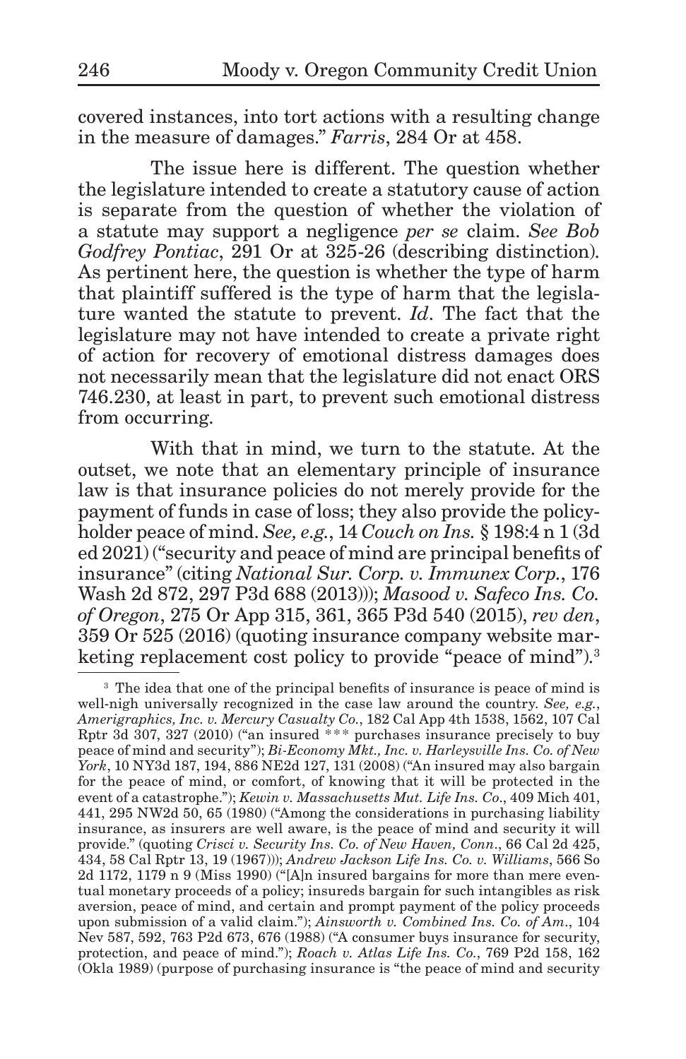covered instances, into tort actions with a resulting change in the measure of damages." *Farris*, 284 Or at 458.

The issue here is different. The question whether the legislature intended to create a statutory cause of action is separate from the question of whether the violation of a statute may support a negligence *per se* claim. *See Bob Godfrey Pontiac*, 291 Or at 325-26 (describing distinction). As pertinent here, the question is whether the type of harm that plaintiff suffered is the type of harm that the legislature wanted the statute to prevent. *Id*. The fact that the legislature may not have intended to create a private right of action for recovery of emotional distress damages does not necessarily mean that the legislature did not enact ORS 746.230, at least in part, to prevent such emotional distress from occurring.

With that in mind, we turn to the statute. At the outset, we note that an elementary principle of insurance law is that insurance policies do not merely provide for the payment of funds in case of loss; they also provide the policyholder peace of mind. *See, e.g.*, 14 *Couch on Ins.* § 198:4 n 1 (3d ed 2021) ("security and peace of mind are principal benefits of insurance" (citing *National Sur. Corp. v. Immunex Corp.*, 176 Wash 2d 872, 297 P3d 688 (2013))); *Masood v. Safeco Ins. Co. of Oregon*, 275 Or App 315, 361, 365 P3d 540 (2015), *rev den*, 359 Or 525 (2016) (quoting insurance company website marketing replacement cost policy to provide "peace of mind").[3]

[3] The idea that one of the principal benefits of insurance is peace of mind is well-nigh universally recognized in the case law around the country. *See, e.g.*, *Amerigraphics, Inc. v. Mercury Casualty Co.*, 182 Cal App 4th 1538, 1562, 107 Cal Rptr 3d 307, 327 (2010) ("an insured *** purchases insurance precisely to buy peace of mind and security"); *Bi-Economy Mkt., Inc. v. Harleysville Ins. Co. of New York*, 10 NY3d 187, 194, 886 NE2d 127, 131 (2008) ("An insured may also bargain for the peace of mind, or comfort, of knowing that it will be protected in the event of a catastrophe."); *Kewin v. Massachusetts Mut. Life Ins. Co.*, 409 Mich 401, 441, 295 NW2d 50, 65 (1980) ("Among the considerations in purchasing liability insurance, as insurers are well aware, is the peace of mind and security it will provide." (quoting *Crisci v. Security Ins. Co. of New Haven, Conn.*, 66 Cal 2d 425, 434, 58 Cal Rptr 13, 19 (1967))); *Andrew Jackson Life Ins. Co. v. Williams*, 566 So 2d 1172, 1179 n 9 (Miss 1990) ("[A]n insured bargains for more than mere eventual monetary proceeds of a policy; insureds bargain for such intangibles as risk aversion, peace of mind, and certain and prompt payment of the policy proceeds upon submission of a valid claim."); *Ainsworth v. Combined Ins. Co. of Am.*, 104 Nev 587, 592, 763 P2d 673, 676 (1988) ("A consumer buys insurance for security, protection, and peace of mind."); *Roach v. Atlas Life Ins. Co.*, 769 P2d 158, 162 (Okla 1989) (purpose of purchasing insurance is "the peace of mind and security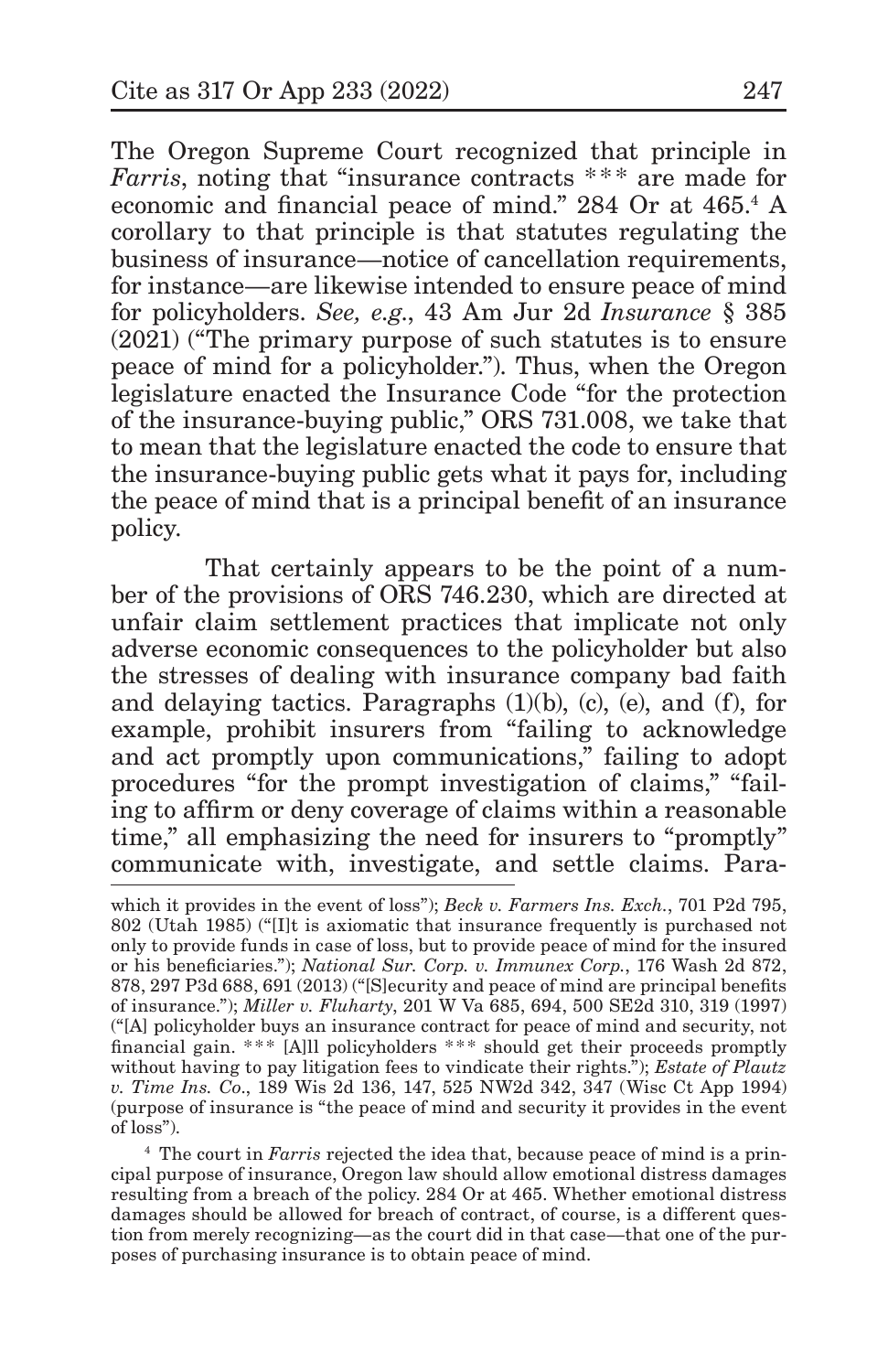The Oregon Supreme Court recognized that principle in *Farris*, noting that "insurance contracts \*\*\* are made for economic and financial peace of mind." 284 Or at 465.[4] A corollary to that principle is that statutes regulating the business of insurance—notice of cancellation requirements, for instance—are likewise intended to ensure peace of mind for policyholders. *See, e.g.*, 43 Am Jur 2d *Insurance* § 385 (2021) ("The primary purpose of such statutes is to ensure peace of mind for a policyholder."). Thus, when the Oregon legislature enacted the Insurance Code "for the protection of the insurance-buying public," ORS 731.008, we take that to mean that the legislature enacted the code to ensure that the insurance-buying public gets what it pays for, including the peace of mind that is a principal benefit of an insurance policy.

That certainly appears to be the point of a number of the provisions of ORS 746.230, which are directed at unfair claim settlement practices that implicate not only adverse economic consequences to the policyholder but also the stresses of dealing with insurance company bad faith and delaying tactics. Paragraphs (1)(b), (c), (e), and (f), for example, prohibit insurers from "failing to acknowledge and act promptly upon communications," failing to adopt procedures "for the prompt investigation of claims," "failing to affirm or deny coverage of claims within a reasonable time," all emphasizing the need for insurers to "promptly" communicate with, investigate, and settle claims. Para-

---

which it provides in the event of loss"); *Beck v. Farmers Ins. Exch.*, 701 P2d 795, 802 (Utah 1985) ("[I]t is axiomatic that insurance frequently is purchased not only to provide funds in case of loss, but to provide peace of mind for the insured or his beneficiaries."); *National Sur. Corp. v. Immunex Corp.*, 176 Wash 2d 872, 878, 297 P3d 688, 691 (2013) ("[S]ecurity and peace of mind are principal benefits of insurance."); *Miller v. Fluharty*, 201 W Va 685, 694, 500 SE2d 310, 319 (1997) ("[A] policyholder buys an insurance contract for peace of mind and security, not financial gain. \*\*\* [A]ll policyholders \*\*\* should get their proceeds promptly without having to pay litigation fees to vindicate their rights."); *Estate of Plautz v. Time Ins. Co.*, 189 Wis 2d 136, 147, 525 NW2d 342, 347 (Wisc Ct App 1994) (purpose of insurance is "the peace of mind and security it provides in the event of loss").

[4] The court in *Farris* rejected the idea that, because peace of mind is a principal purpose of insurance, Oregon law should allow emotional distress damages resulting from a breach of the policy. 284 Or at 465. Whether emotional distress damages should be allowed for breach of contract, of course, is a different question from merely recognizing—as the court did in that case—that one of the purposes of purchasing insurance is to obtain peace of mind.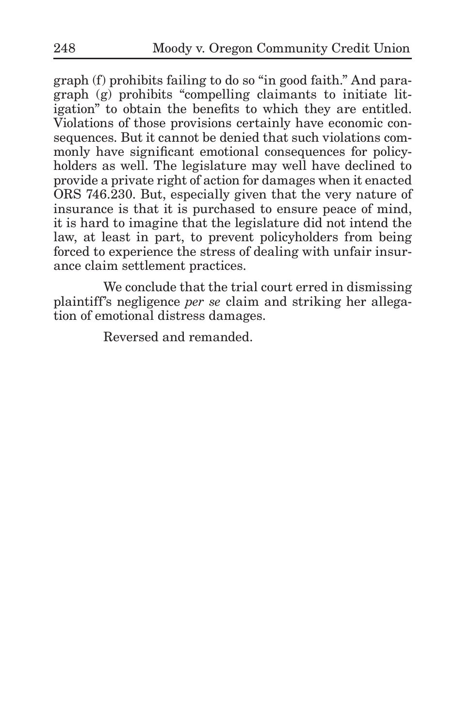graph (f) prohibits failing to do so "in good faith." And paragraph (g) prohibits "compelling claimants to initiate litigation" to obtain the benefits to which they are entitled. Violations of those provisions certainly have economic consequences. But it cannot be denied that such violations commonly have significant emotional consequences for policyholders as well. The legislature may well have declined to provide a private right of action for damages when it enacted ORS 746.230. But, especially given that the very nature of insurance is that it is purchased to ensure peace of mind, it is hard to imagine that the legislature did not intend the law, at least in part, to prevent policyholders from being forced to experience the stress of dealing with unfair insurance claim settlement practices.

We conclude that the trial court erred in dismissing plaintiff's negligence *per se* claim and striking her allegation of emotional distress damages.

Reversed and remanded.